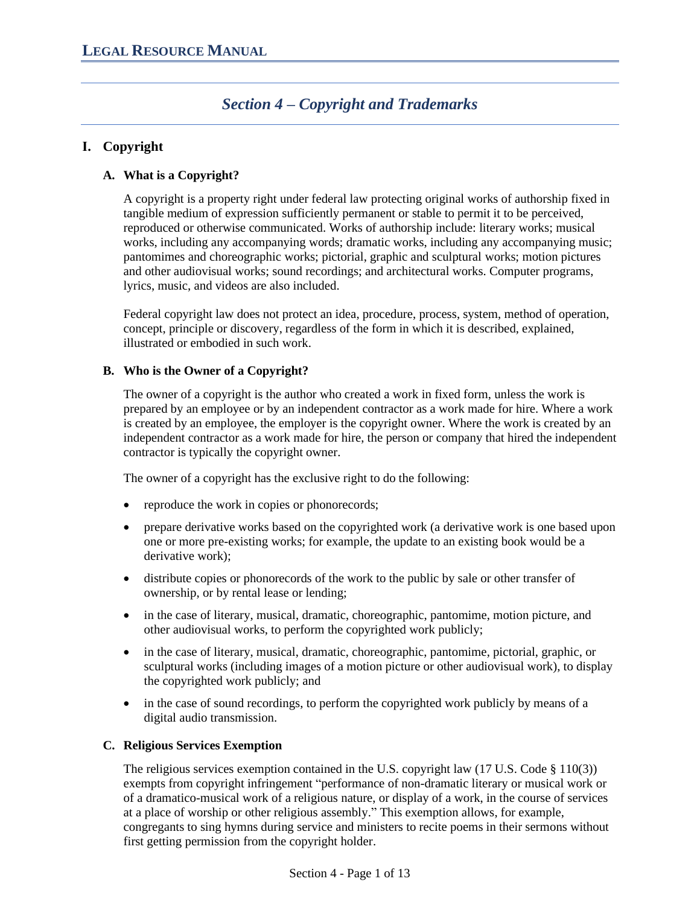# Section 4 – Copyright and Trademarks

## I. Copyright

### A. What is a Copyright?

A copyright is a property right under federal law protecting original works of authorship fixed in tangible medium of expression sufficiently permanent or stable to permit it to be perceived, reproduced or otherwise communicated. Works of authorship include: literary works; musical works, including any accompanying words; dramatic works, including any accompanying music; pantomimes and choreographic works; pictorial, graphic and sculptural works; motion pictures and other audiovisual works; sound recordings; and architectural works. Computer programs, lyrics, music, and videos are also included.

Federal copyright law does not protect an idea, procedure, process, system, method of operation, concept, principle or discovery, regardless of the form in which it is described, explained, illustrated or embodied in such work.

### B. Who is the Owner of a Copyright?

The owner of a copyright is the author who created a work in fixed form, unless the work is prepared by an employee or by an independent contractor as a work made for hire. Where a work is created by an employee, the employer is the copyright owner. Where the work is created by an independent contractor as a work made for hire, the person or company that hired the independent contractor is typically the copyright owner.

The owner of a copyright has the exclusive right to do the following:

- reproduce the work in copies or phonorecords;
- prepare derivative works based on the copyrighted work (a derivative work is one based upon one or more pre-existing works; for example, the update to an existing book would be a derivative work);
- distribute copies or phonorecords of the work to the public by sale or other transfer of ownership, or by rental lease or lending;
- in the case of literary, musical, dramatic, choreographic, pantomime, motion picture, and other audiovisual works, to perform the copyrighted work publicly;
- in the case of literary, musical, dramatic, choreographic, pantomime, pictorial, graphic, or sculptural works (including images of a motion picture or other audiovisual work), to display the copyrighted work publicly; and
- in the case of sound recordings, to perform the copyrighted work publicly by means of a digital audio transmission.

### C. Religious Services Exemption

The religious services exemption contained in the U.S. copyright law (17 U.S. Code § 110(3)) exempts from copyright infringement "performance of non-dramatic literary or musical work or of a dramatico-musical work of a religious nature, or display of a work, in the course of services at a place of worship or other religious assembly." This exemption allows, for example, congregants to sing hymns during service and ministers to recite poems in their sermons without first getting permission from the copyright holder.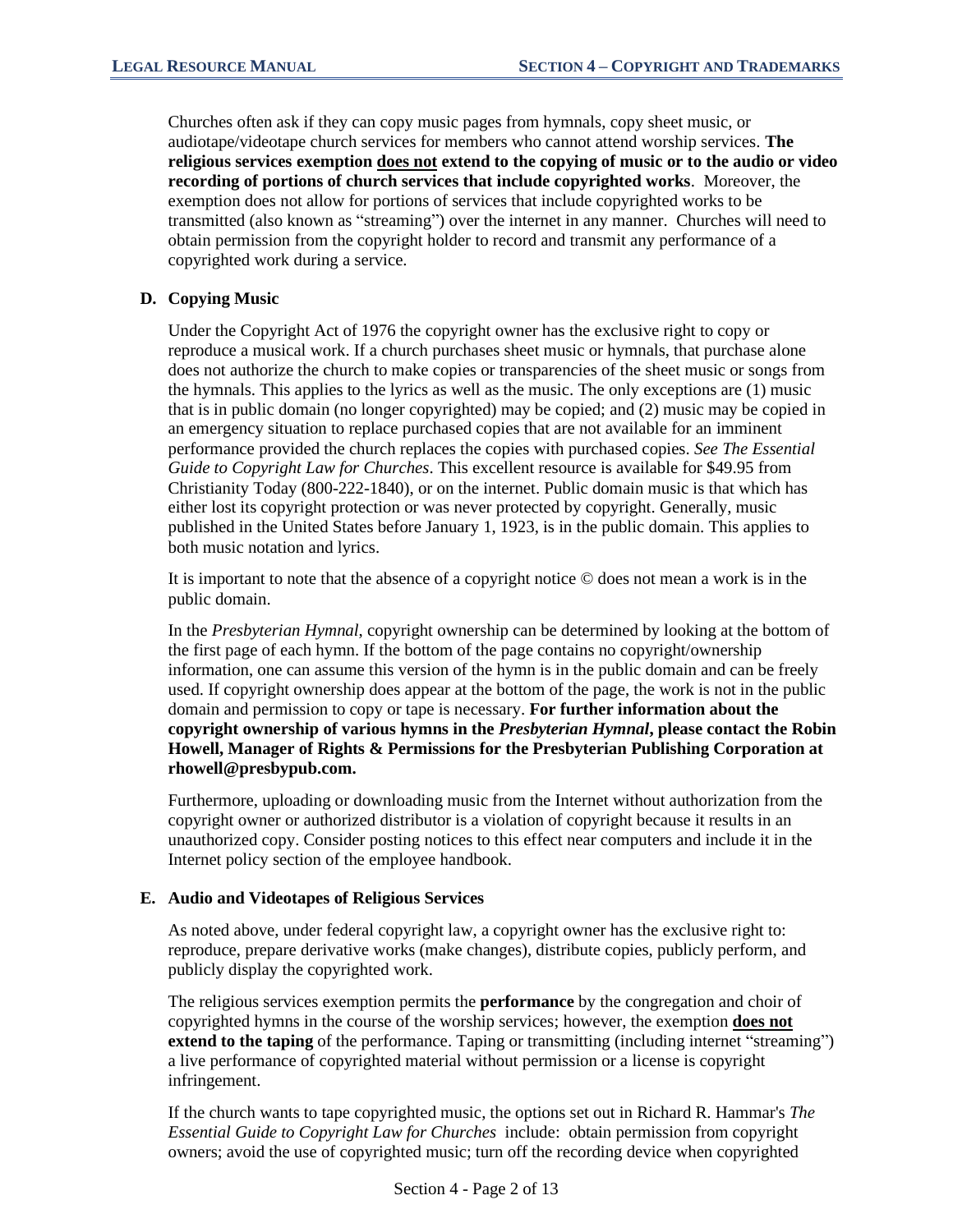Churches often ask if they can copy music pages from hymnals, copy sheet music, or audiotape/videotape church services for members who cannot attend worship services. **The religious services exemption <u>does not</u> extend to the copying of music or to the audio or video recording of portions of church services that include copyrighted works**. Moreover, the exemption does not allow for portions of services that include copyrighted works to be transmitted (also known as "streaming") over the internet in any manner. Churches will need to obtain permission from the copyright holder to record and transmit any performance of a copyrighted work during a service.

### D. Copying Music

Under the Copyright Act of 1976 the copyright owner has the exclusive right to copy or reproduce a musical work. If a church purchases sheet music or hymnals, that purchase alone does not authorize the church to make copies or transparencies of the sheet music or songs from the hymnals. This applies to the lyrics as well as the music. The only exceptions are (1) music that is in public domain (no longer copyrighted) may be copied; and (2) music may be copied in an emergency situation to replace purchased copies that are not available for an imminent performance provided the church replaces the copies with purchased copies. *See The Essential Guide to Copyright Law for Churches*. This excellent resource is available for $49.95 from Christianity Today (800-222-1840), or on the internet. Public domain music is that which has either lost its copyright protection or was never protected by copyright. Generally, music published in the United States before January 1, 1923, is in the public domain. This applies to both music notation and lyrics.

It is important to note that the absence of a copyright notice © does not mean a work is in the public domain.

In the *Presbyterian Hymnal*, copyright ownership can be determined by looking at the bottom of the first page of each hymn. If the bottom of the page contains no copyright/ownership information, one can assume this version of the hymn is in the public domain and can be freely used. If copyright ownership does appear at the bottom of the page, the work is not in the public domain and permission to copy or tape is necessary. **For further information about the copyright ownership of various hymns in the *Presbyterian Hymnal*, please contact the Robin Howell, Manager of Rights & Permissions for the Presbyterian Publishing Corporation at rhowell@presbypub.com.**

Furthermore, uploading or downloading music from the Internet without authorization from the copyright owner or authorized distributor is a violation of copyright because it results in an unauthorized copy. Consider posting notices to this effect near computers and include it in the Internet policy section of the employee handbook.

### E. Audio and Videotapes of Religious Services

As noted above, under federal copyright law, a copyright owner has the exclusive right to: reproduce, prepare derivative works (make changes), distribute copies, publicly perform, and publicly display the copyrighted work.

The religious services exemption permits the **performance** by the congregation and choir of copyrighted hymns in the course of the worship services; however, the exemption **<u>does not</u> extend to the taping** of the performance. Taping or transmitting (including internet "streaming") a live performance of copyrighted material without permission or a license is copyright infringement.

If the church wants to tape copyrighted music, the options set out in Richard R. Hammar's *The Essential Guide to Copyright Law for Churches* include: obtain permission from copyright owners; avoid the use of copyrighted music; turn off the recording device when copyrighted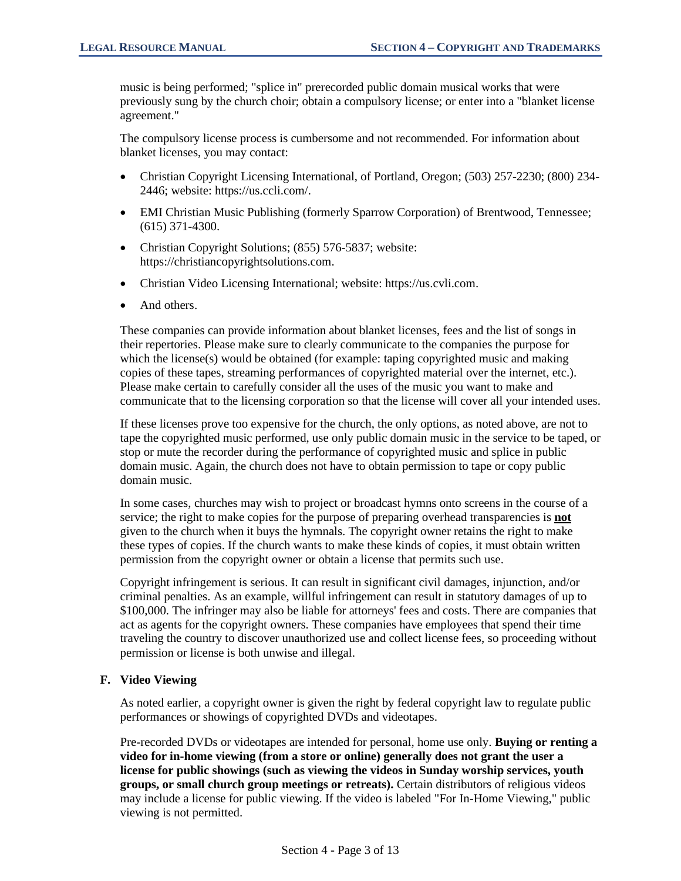music is being performed; "splice in" prerecorded public domain musical works that were previously sung by the church choir; obtain a compulsory license; or enter into a "blanket license agreement."

The compulsory license process is cumbersome and not recommended. For information about blanket licenses, you may contact:

- Christian Copyright Licensing International, of Portland, Oregon; (503) 257-2230; (800) 234-2446; website: https://us.ccli.com/.
- EMI Christian Music Publishing (formerly Sparrow Corporation) of Brentwood, Tennessee; (615) 371-4300.
- Christian Copyright Solutions; (855) 576-5837; website: https://christiancopyrightsolutions.com.
- Christian Video Licensing International; website: https://us.cvli.com.
- And others.

These companies can provide information about blanket licenses, fees and the list of songs in their repertories. Please make sure to clearly communicate to the companies the purpose for which the license(s) would be obtained (for example: taping copyrighted music and making copies of these tapes, streaming performances of copyrighted material over the internet, etc.). Please make certain to carefully consider all the uses of the music you want to make and communicate that to the licensing corporation so that the license will cover all your intended uses.

If these licenses prove too expensive for the church, the only options, as noted above, are not to tape the copyrighted music performed, use only public domain music in the service to be taped, or stop or mute the recorder during the performance of copyrighted music and splice in public domain music. Again, the church does not have to obtain permission to tape or copy public domain music.

In some cases, churches may wish to project or broadcast hymns onto screens in the course of a service; the right to make copies for the purpose of preparing overhead transparencies is **not** given to the church when it buys the hymnals. The copyright owner retains the right to make these types of copies. If the church wants to make these kinds of copies, it must obtain written permission from the copyright owner or obtain a license that permits such use.

Copyright infringement is serious. It can result in significant civil damages, injunction, and/or criminal penalties. As an example, willful infringement can result in statutory damages of up to $100,000. The infringer may also be liable for attorneys' fees and costs. There are companies that act as agents for the copyright owners. These companies have employees that spend their time traveling the country to discover unauthorized use and collect license fees, so proceeding without permission or license is both unwise and illegal.

### F. Video Viewing

As noted earlier, a copyright owner is given the right by federal copyright law to regulate public performances or showings of copyrighted DVDs and videotapes.

Pre-recorded DVDs or videotapes are intended for personal, home use only. **Buying or renting a video for in-home viewing (from a store or online) generally does not grant the user a license for public showings (such as viewing the videos in Sunday worship services, youth groups, or small church group meetings or retreats).** Certain distributors of religious videos may include a license for public viewing. If the video is labeled "For In-Home Viewing," public viewing is not permitted.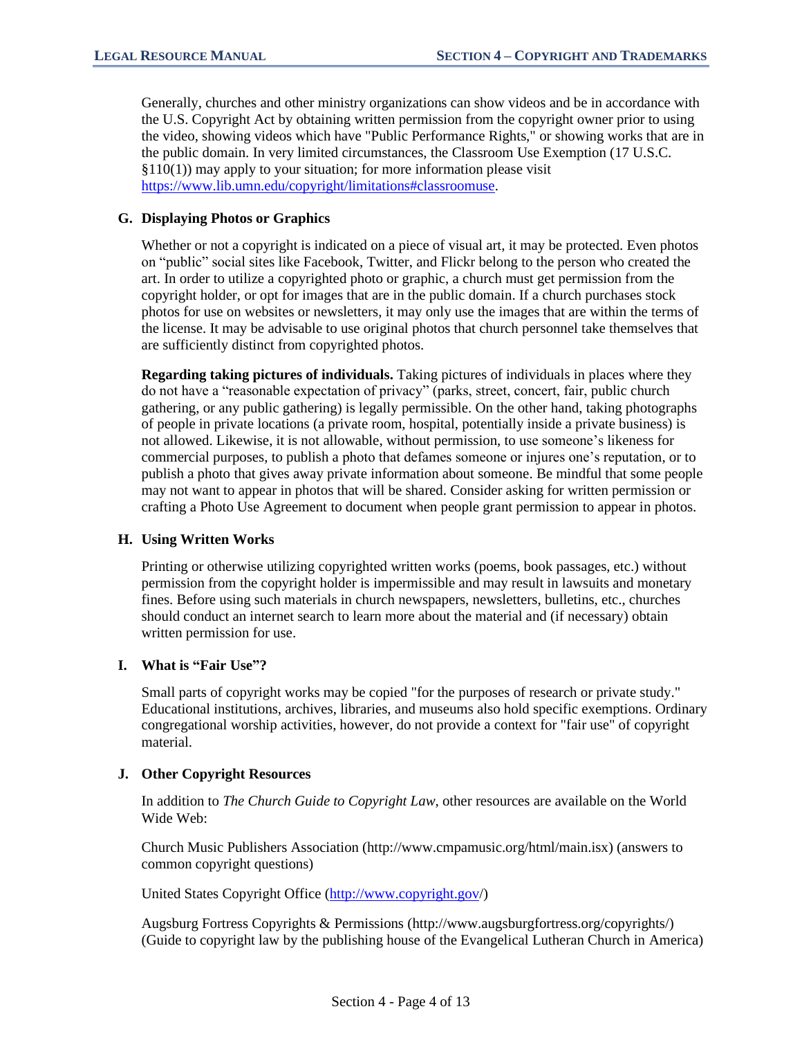Generally, churches and other ministry organizations can show videos and be in accordance with the U.S. Copyright Act by obtaining written permission from the copyright owner prior to using the video, showing videos which have "Public Performance Rights," or showing works that are in the public domain. In very limited circumstances, the Classroom Use Exemption (17 U.S.C. §110(1)) may apply to your situation; for more information please visit https://www.lib.umn.edu/copyright/limitations#classroomuse.

### G. Displaying Photos or Graphics

Whether or not a copyright is indicated on a piece of visual art, it may be protected. Even photos on "public" social sites like Facebook, Twitter, and Flickr belong to the person who created the art. In order to utilize a copyrighted photo or graphic, a church must get permission from the copyright holder, or opt for images that are in the public domain. If a church purchases stock photos for use on websites or newsletters, it may only use the images that are within the terms of the license. It may be advisable to use original photos that church personnel take themselves that are sufficiently distinct from copyrighted photos.

**Regarding taking pictures of individuals.** Taking pictures of individuals in places where they do not have a "reasonable expectation of privacy" (parks, street, concert, fair, public church gathering, or any public gathering) is legally permissible. On the other hand, taking photographs of people in private locations (a private room, hospital, potentially inside a private business) is not allowed. Likewise, it is not allowable, without permission, to use someone's likeness for commercial purposes, to publish a photo that defames someone or injures one's reputation, or to publish a photo that gives away private information about someone. Be mindful that some people may not want to appear in photos that will be shared. Consider asking for written permission or crafting a Photo Use Agreement to document when people grant permission to appear in photos.

### H. Using Written Works

Printing or otherwise utilizing copyrighted written works (poems, book passages, etc.) without permission from the copyright holder is impermissible and may result in lawsuits and monetary fines. Before using such materials in church newspapers, newsletters, bulletins, etc., churches should conduct an internet search to learn more about the material and (if necessary) obtain written permission for use.

### I. What is "Fair Use"?

Small parts of copyright works may be copied "for the purposes of research or private study." Educational institutions, archives, libraries, and museums also hold specific exemptions. Ordinary congregational worship activities, however, do not provide a context for "fair use" of copyright material.

### J. Other Copyright Resources

In addition to *The Church Guide to Copyright Law*, other resources are available on the World Wide Web:

Church Music Publishers Association (http://www.cmpamusic.org/html/main.isx) (answers to common copyright questions)

United States Copyright Office (http://www.copyright.gov/)

Augsburg Fortress Copyrights & Permissions (http://www.augsburgfortress.org/copyrights/) (Guide to copyright law by the publishing house of the Evangelical Lutheran Church in America)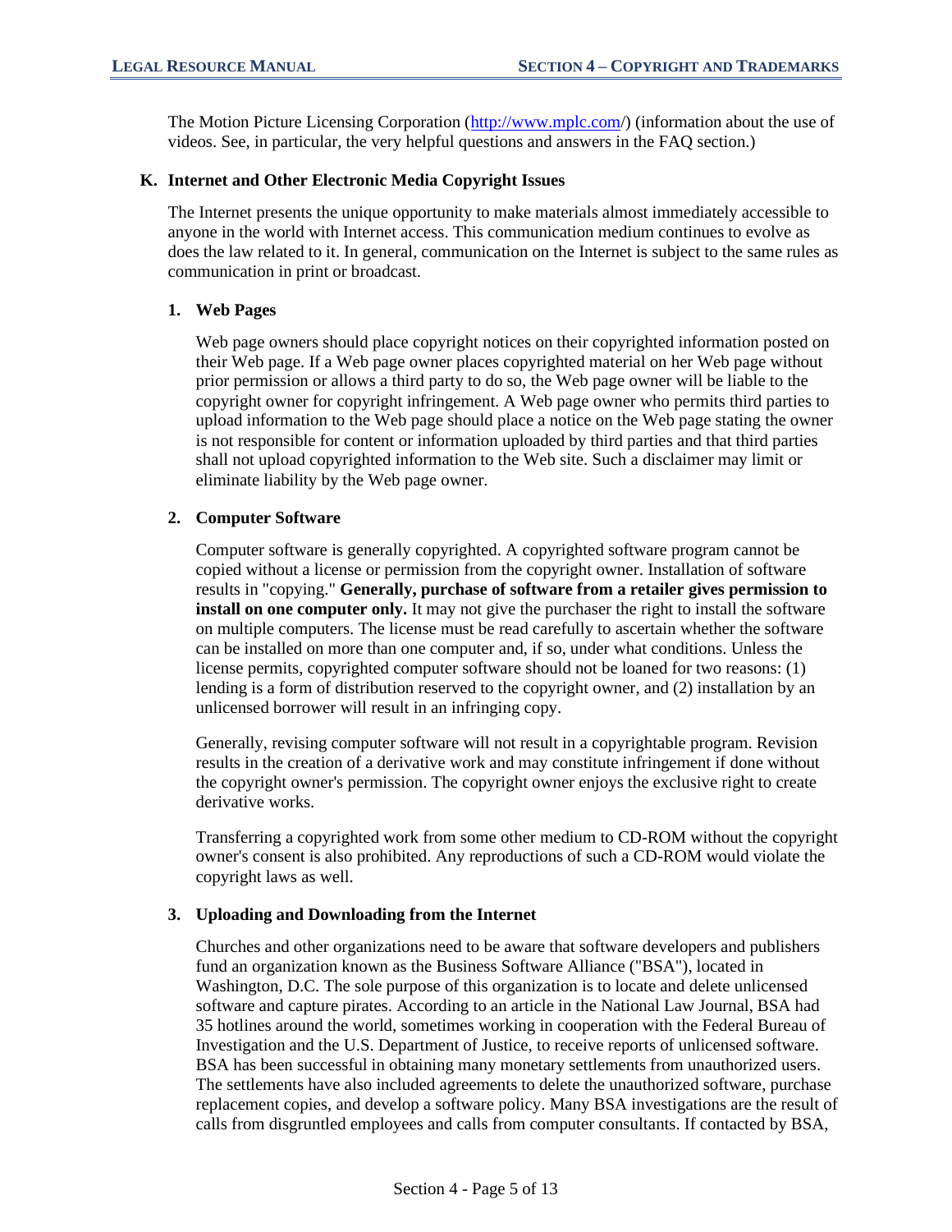The Motion Picture Licensing Corporation ([http://www.mplc.com/](http://www.mplc.com/)) (information about the use of videos. See, in particular, the very helpful questions and answers in the FAQ section.)

### K. Internet and Other Electronic Media Copyright Issues

The Internet presents the unique opportunity to make materials almost immediately accessible to anyone in the world with Internet access. This communication medium continues to evolve as does the law related to it. In general, communication on the Internet is subject to the same rules as communication in print or broadcast.

#### 1. Web Pages

Web page owners should place copyright notices on their copyrighted information posted on their Web page. If a Web page owner places copyrighted material on her Web page without prior permission or allows a third party to do so, the Web page owner will be liable to the copyright owner for copyright infringement. A Web page owner who permits third parties to upload information to the Web page should place a notice on the Web page stating the owner is not responsible for content or information uploaded by third parties and that third parties shall not upload copyrighted information to the Web site. Such a disclaimer may limit or eliminate liability by the Web page owner.

#### 2. Computer Software

Computer software is generally copyrighted. A copyrighted software program cannot be copied without a license or permission from the copyright owner. Installation of software results in "copying." **Generally, purchase of software from a retailer gives permission to install on one computer only.** It may not give the purchaser the right to install the software on multiple computers. The license must be read carefully to ascertain whether the software can be installed on more than one computer and, if so, under what conditions. Unless the license permits, copyrighted computer software should not be loaned for two reasons: (1) lending is a form of distribution reserved to the copyright owner, and (2) installation by an unlicensed borrower will result in an infringing copy.

Generally, revising computer software will not result in a copyrightable program. Revision results in the creation of a derivative work and may constitute infringement if done without the copyright owner's permission. The copyright owner enjoys the exclusive right to create derivative works.

Transferring a copyrighted work from some other medium to CD-ROM without the copyright owner's consent is also prohibited. Any reproductions of such a CD-ROM would violate the copyright laws as well.

#### 3. Uploading and Downloading from the Internet

Churches and other organizations need to be aware that software developers and publishers fund an organization known as the Business Software Alliance ("BSA"), located in Washington, D.C. The sole purpose of this organization is to locate and delete unlicensed software and capture pirates. According to an article in the National Law Journal, BSA had 35 hotlines around the world, sometimes working in cooperation with the Federal Bureau of Investigation and the U.S. Department of Justice, to receive reports of unlicensed software. BSA has been successful in obtaining many monetary settlements from unauthorized users. The settlements have also included agreements to delete the unauthorized software, purchase replacement copies, and develop a software policy. Many BSA investigations are the result of calls from disgruntled employees and calls from computer consultants. If contacted by BSA,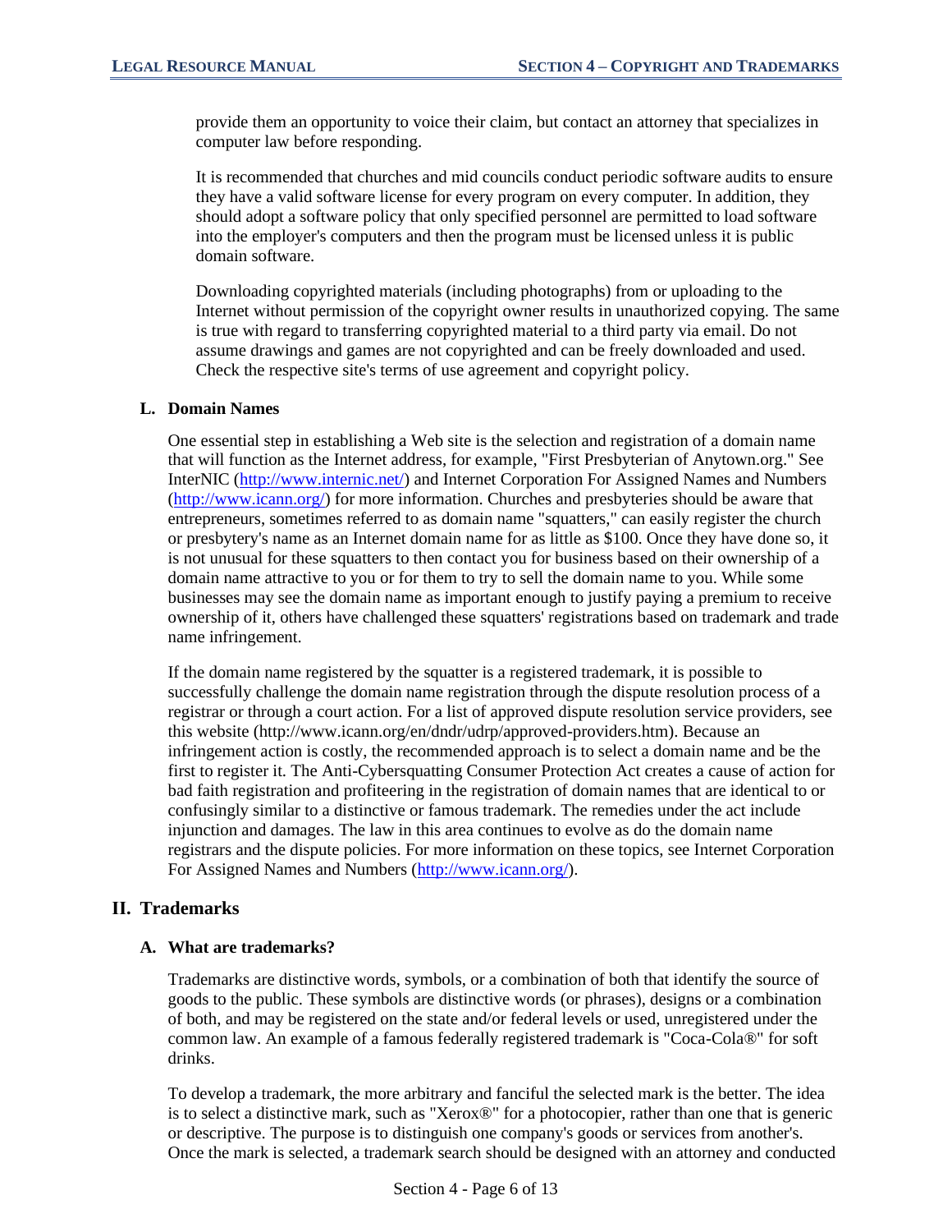provide them an opportunity to voice their claim, but contact an attorney that specializes in computer law before responding.

It is recommended that churches and mid councils conduct periodic software audits to ensure they have a valid software license for every program on every computer. In addition, they should adopt a software policy that only specified personnel are permitted to load software into the employer's computers and then the program must be licensed unless it is public domain software.

Downloading copyrighted materials (including photographs) from or uploading to the Internet without permission of the copyright owner results in unauthorized copying. The same is true with regard to transferring copyrighted material to a third party via email. Do not assume drawings and games are not copyrighted and can be freely downloaded and used. Check the respective site's terms of use agreement and copyright policy.

### L. Domain Names

One essential step in establishing a Web site is the selection and registration of a domain name that will function as the Internet address, for example, "First Presbyterian of Anytown.org." See InterNIC (http://www.internic.net/) and Internet Corporation For Assigned Names and Numbers (http://www.icann.org/) for more information. Churches and presbyteries should be aware that entrepreneurs, sometimes referred to as domain name "squatters," can easily register the church or presbytery's name as an Internet domain name for as little as $100. Once they have done so, it is not unusual for these squatters to then contact you for business based on their ownership of a domain name attractive to you or for them to try to sell the domain name to you. While some businesses may see the domain name as important enough to justify paying a premium to receive ownership of it, others have challenged these squatters' registrations based on trademark and trade name infringement.

If the domain name registered by the squatter is a registered trademark, it is possible to successfully challenge the domain name registration through the dispute resolution process of a registrar or through a court action. For a list of approved dispute resolution service providers, see this website (http://www.icann.org/en/dndr/udrp/approved-providers.htm). Because an infringement action is costly, the recommended approach is to select a domain name and be the first to register it. The Anti-Cybersquatting Consumer Protection Act creates a cause of action for bad faith registration and profiteering in the registration of domain names that are identical to or confusingly similar to a distinctive or famous trademark. The remedies under the act include injunction and damages. The law in this area continues to evolve as do the domain name registrars and the dispute policies. For more information on these topics, see Internet Corporation For Assigned Names and Numbers (http://www.icann.org/).

## II. Trademarks

### A. What are trademarks?

Trademarks are distinctive words, symbols, or a combination of both that identify the source of goods to the public. These symbols are distinctive words (or phrases), designs or a combination of both, and may be registered on the state and/or federal levels or used, unregistered under the common law. An example of a famous federally registered trademark is "Coca-Cola®" for soft drinks.

To develop a trademark, the more arbitrary and fanciful the selected mark is the better. The idea is to select a distinctive mark, such as "Xerox®" for a photocopier, rather than one that is generic or descriptive. The purpose is to distinguish one company's goods or services from another's. Once the mark is selected, a trademark search should be designed with an attorney and conducted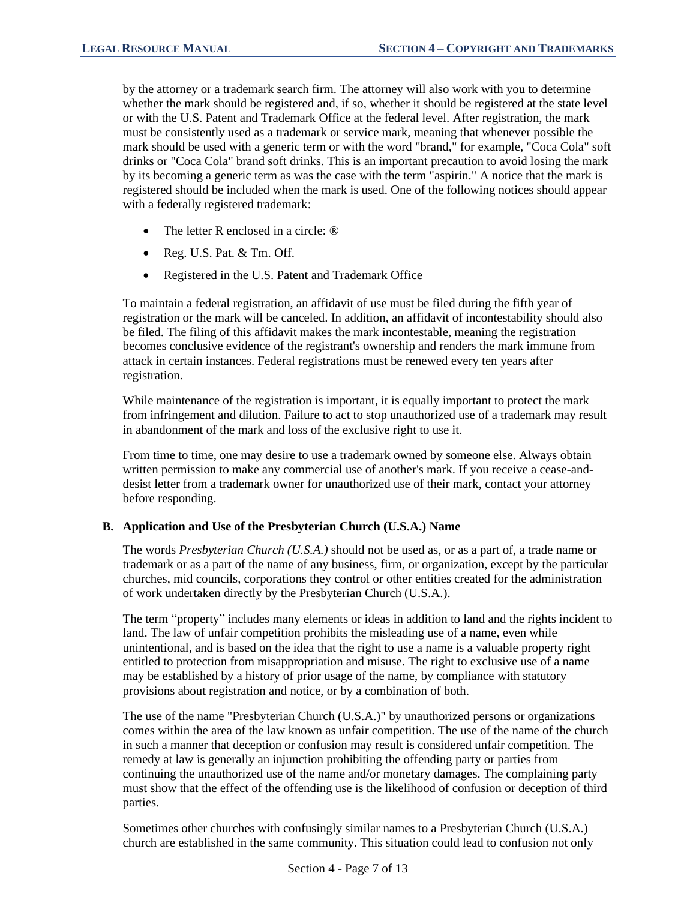by the attorney or a trademark search firm. The attorney will also work with you to determine whether the mark should be registered and, if so, whether it should be registered at the state level or with the U.S. Patent and Trademark Office at the federal level. After registration, the mark must be consistently used as a trademark or service mark, meaning that whenever possible the mark should be used with a generic term or with the word "brand," for example, "Coca Cola" soft drinks or "Coca Cola" brand soft drinks. This is an important precaution to avoid losing the mark by its becoming a generic term as was the case with the term "aspirin." A notice that the mark is registered should be included when the mark is used. One of the following notices should appear with a federally registered trademark:

- The letter R enclosed in a circle: ®
- Reg. U.S. Pat. & Tm. Off.
- Registered in the U.S. Patent and Trademark Office

To maintain a federal registration, an affidavit of use must be filed during the fifth year of registration or the mark will be canceled. In addition, an affidavit of incontestability should also be filed. The filing of this affidavit makes the mark incontestable, meaning the registration becomes conclusive evidence of the registrant's ownership and renders the mark immune from attack in certain instances. Federal registrations must be renewed every ten years after registration.

While maintenance of the registration is important, it is equally important to protect the mark from infringement and dilution. Failure to act to stop unauthorized use of a trademark may result in abandonment of the mark and loss of the exclusive right to use it.

From time to time, one may desire to use a trademark owned by someone else. Always obtain written permission to make any commercial use of another's mark. If you receive a cease-and-desist letter from a trademark owner for unauthorized use of their mark, contact your attorney before responding.

### B. Application and Use of the Presbyterian Church (U.S.A.) Name

The words *Presbyterian Church (U.S.A.)* should not be used as, or as a part of, a trade name or trademark or as a part of the name of any business, firm, or organization, except by the particular churches, mid councils, corporations they control or other entities created for the administration of work undertaken directly by the Presbyterian Church (U.S.A.).

The term "property" includes many elements or ideas in addition to land and the rights incident to land. The law of unfair competition prohibits the misleading use of a name, even while unintentional, and is based on the idea that the right to use a name is a valuable property right entitled to protection from misappropriation and misuse. The right to exclusive use of a name may be established by a history of prior usage of the name, by compliance with statutory provisions about registration and notice, or by a combination of both.

The use of the name "Presbyterian Church (U.S.A.)" by unauthorized persons or organizations comes within the area of the law known as unfair competition. The use of the name of the church in such a manner that deception or confusion may result is considered unfair competition. The remedy at law is generally an injunction prohibiting the offending party or parties from continuing the unauthorized use of the name and/or monetary damages. The complaining party must show that the effect of the offending use is the likelihood of confusion or deception of third parties.

Sometimes other churches with confusingly similar names to a Presbyterian Church (U.S.A.) church are established in the same community. This situation could lead to confusion not only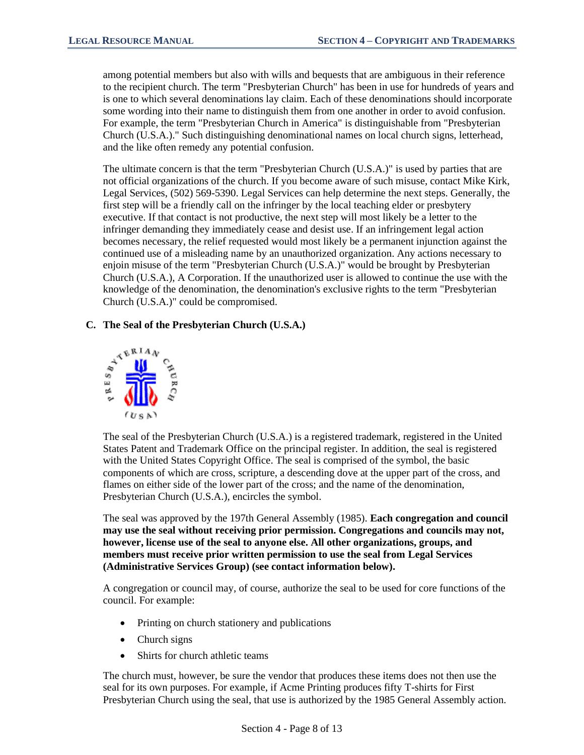among potential members but also with wills and bequests that are ambiguous in their reference to the recipient church. The term "Presbyterian Church" has been in use for hundreds of years and is one to which several denominations lay claim. Each of these denominations should incorporate some wording into their name to distinguish them from one another in order to avoid confusion. For example, the term "Presbyterian Church in America" is distinguishable from "Presbyterian Church (U.S.A.)." Such distinguishing denominational names on local church signs, letterhead, and the like often remedy any potential confusion.

The ultimate concern is that the term "Presbyterian Church (U.S.A.)" is used by parties that are not official organizations of the church. If you become aware of such misuse, contact Mike Kirk, Legal Services, (502) 569-5390. Legal Services can help determine the next steps. Generally, the first step will be a friendly call on the infringer by the local teaching elder or presbytery executive. If that contact is not productive, the next step will most likely be a letter to the infringer demanding they immediately cease and desist use. If an infringement legal action becomes necessary, the relief requested would most likely be a permanent injunction against the continued use of a misleading name by an unauthorized organization. Any actions necessary to enjoin misuse of the term "Presbyterian Church (U.S.A.)" would be brought by Presbyterian Church (U.S.A.), A Corporation. If the unauthorized user is allowed to continue the use with the knowledge of the denomination, the denomination's exclusive rights to the term "Presbyterian Church (U.S.A.)" could be compromised.

### C. The Seal of the Presbyterian Church (U.S.A.)

The seal of the Presbyterian Church (U.S.A.) is a registered trademark, registered in the United States Patent and Trademark Office on the principal register. In addition, the seal is registered with the United States Copyright Office. The seal is comprised of the symbol, the basic components of which are cross, scripture, a descending dove at the upper part of the cross, and flames on either side of the lower part of the cross; and the name of the denomination, Presbyterian Church (U.S.A.), encircles the symbol.

The seal was approved by the 197th General Assembly (1985). **Each congregation and council may use the seal without receiving prior permission. Congregations and councils may not, however, license use of the seal to anyone else. All other organizations, groups, and members must receive prior written permission to use the seal from Legal Services (Administrative Services Group) (see contact information below).**

A congregation or council may, of course, authorize the seal to be used for core functions of the council. For example:

- Printing on church stationery and publications
- Church signs
- Shirts for church athletic teams

The church must, however, be sure the vendor that produces these items does not then use the seal for its own purposes. For example, if Acme Printing produces fifty T-shirts for First Presbyterian Church using the seal, that use is authorized by the 1985 General Assembly action.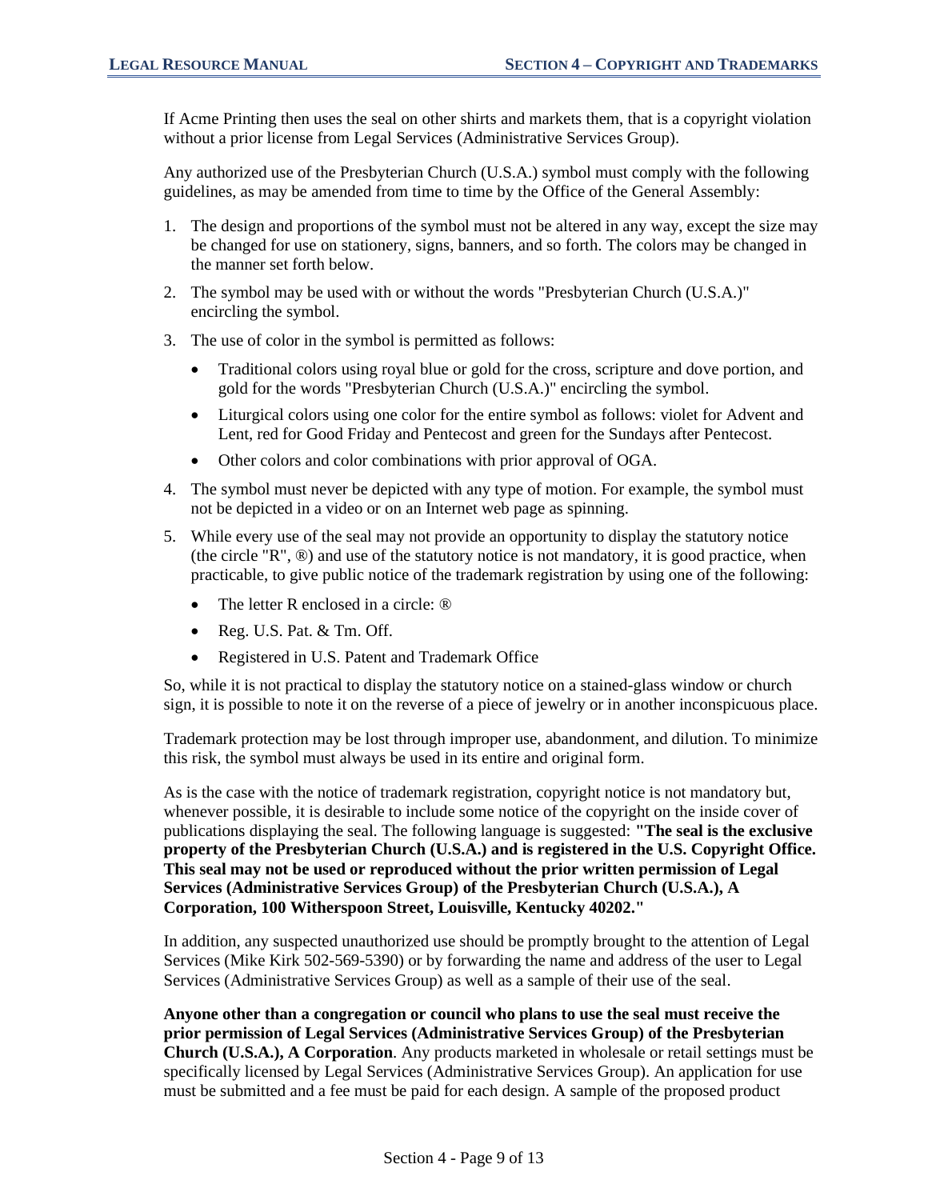If Acme Printing then uses the seal on other shirts and markets them, that is a copyright violation without a prior license from Legal Services (Administrative Services Group).

Any authorized use of the Presbyterian Church (U.S.A.) symbol must comply with the following guidelines, as may be amended from time to time by the Office of the General Assembly:

1. The design and proportions of the symbol must not be altered in any way, except the size may be changed for use on stationery, signs, banners, and so forth. The colors may be changed in the manner set forth below.
2. The symbol may be used with or without the words "Presbyterian Church (U.S.A.)" encircling the symbol.
3. The use of color in the symbol is permitted as follows:
   - Traditional colors using royal blue or gold for the cross, scripture and dove portion, and gold for the words "Presbyterian Church (U.S.A.)" encircling the symbol.
   - Liturgical colors using one color for the entire symbol as follows: violet for Advent and Lent, red for Good Friday and Pentecost and green for the Sundays after Pentecost.
   - Other colors and color combinations with prior approval of OGA.
4. The symbol must never be depicted with any type of motion. For example, the symbol must not be depicted in a video or on an Internet web page as spinning.
5. While every use of the seal may not provide an opportunity to display the statutory notice (the circle "R", ®) and use of the statutory notice is not mandatory, it is good practice, when practicable, to give public notice of the trademark registration by using one of the following:
   - The letter R enclosed in a circle: ®
   - Reg. U.S. Pat. & Tm. Off.
   - Registered in U.S. Patent and Trademark Office

So, while it is not practical to display the statutory notice on a stained-glass window or church sign, it is possible to note it on the reverse of a piece of jewelry or in another inconspicuous place.

Trademark protection may be lost through improper use, abandonment, and dilution. To minimize this risk, the symbol must always be used in its entire and original form.

As is the case with the notice of trademark registration, copyright notice is not mandatory but, whenever possible, it is desirable to include some notice of the copyright on the inside cover of publications displaying the seal. The following language is suggested: **"The seal is the exclusive property of the Presbyterian Church (U.S.A.) and is registered in the U.S. Copyright Office. This seal may not be used or reproduced without the prior written permission of Legal Services (Administrative Services Group) of the Presbyterian Church (U.S.A.), A Corporation, 100 Witherspoon Street, Louisville, Kentucky 40202."**

In addition, any suspected unauthorized use should be promptly brought to the attention of Legal Services (Mike Kirk 502-569-5390) or by forwarding the name and address of the user to Legal Services (Administrative Services Group) as well as a sample of their use of the seal.

**Anyone other than a congregation or council who plans to use the seal must receive the prior permission of Legal Services (Administrative Services Group) of the Presbyterian Church (U.S.A.), A Corporation**. Any products marketed in wholesale or retail settings must be specifically licensed by Legal Services (Administrative Services Group). An application for use must be submitted and a fee must be paid for each design. A sample of the proposed product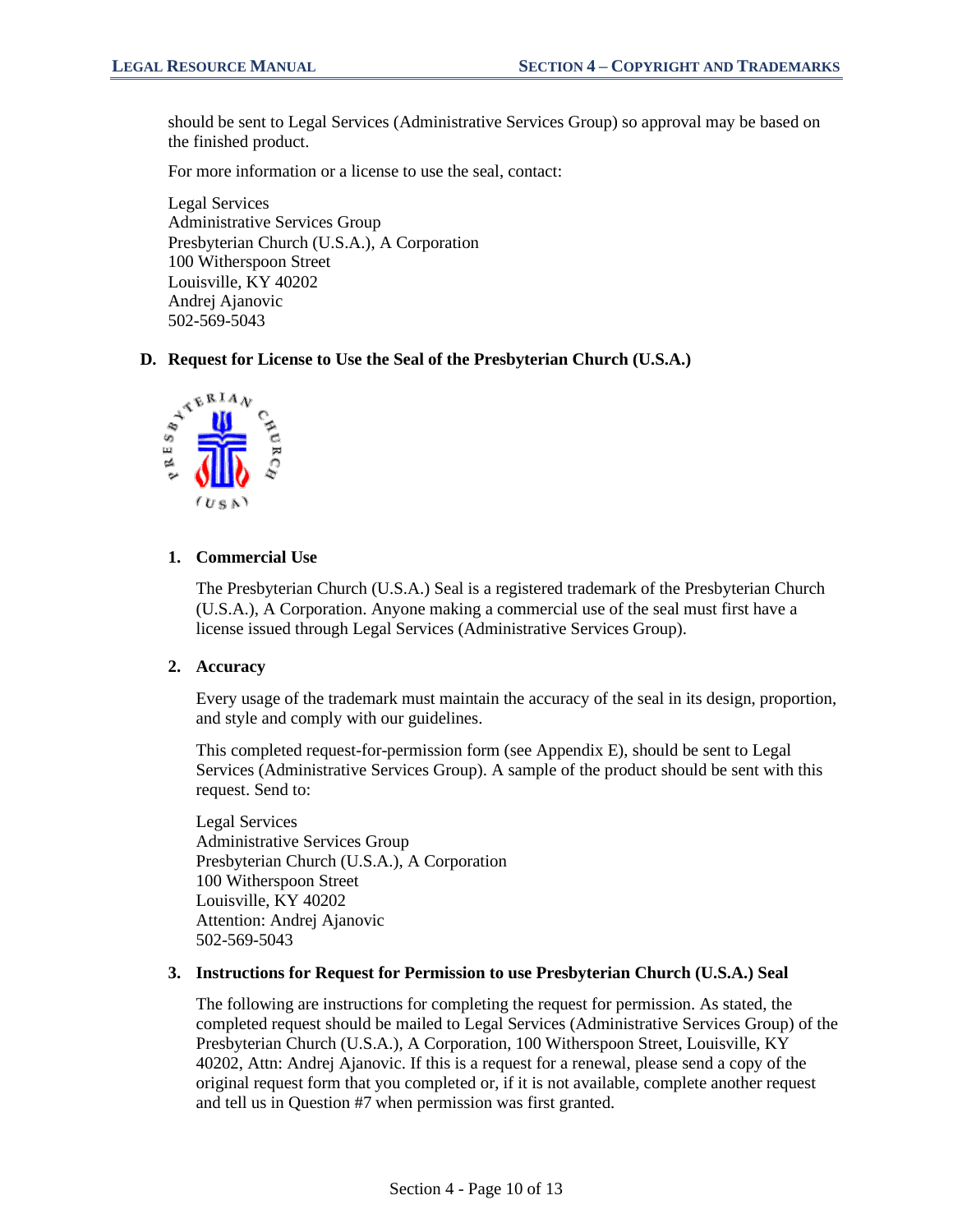should be sent to Legal Services (Administrative Services Group) so approval may be based on the finished product.

For more information or a license to use the seal, contact:

Legal Services
Administrative Services Group
Presbyterian Church (U.S.A.), A Corporation
100 Witherspoon Street
Louisville, KY 40202
Andrej Ajanovic
502-569-5043

## D. Request for License to Use the Seal of the Presbyterian Church (U.S.A.)

### 1. Commercial Use

The Presbyterian Church (U.S.A.) Seal is a registered trademark of the Presbyterian Church (U.S.A.), A Corporation. Anyone making a commercial use of the seal must first have a license issued through Legal Services (Administrative Services Group).

### 2. Accuracy

Every usage of the trademark must maintain the accuracy of the seal in its design, proportion, and style and comply with our guidelines.

This completed request-for-permission form (see Appendix E), should be sent to Legal Services (Administrative Services Group). A sample of the product should be sent with this request. Send to:

Legal Services
Administrative Services Group
Presbyterian Church (U.S.A.), A Corporation
100 Witherspoon Street
Louisville, KY 40202
Attention: Andrej Ajanovic
502-569-5043

### 3. Instructions for Request for Permission to use Presbyterian Church (U.S.A.) Seal

The following are instructions for completing the request for permission. As stated, the completed request should be mailed to Legal Services (Administrative Services Group) of the Presbyterian Church (U.S.A.), A Corporation, 100 Witherspoon Street, Louisville, KY 40202, Attn: Andrej Ajanovic. If this is a request for a renewal, please send a copy of the original request form that you completed or, if it is not available, complete another request and tell us in Question #7 when permission was first granted.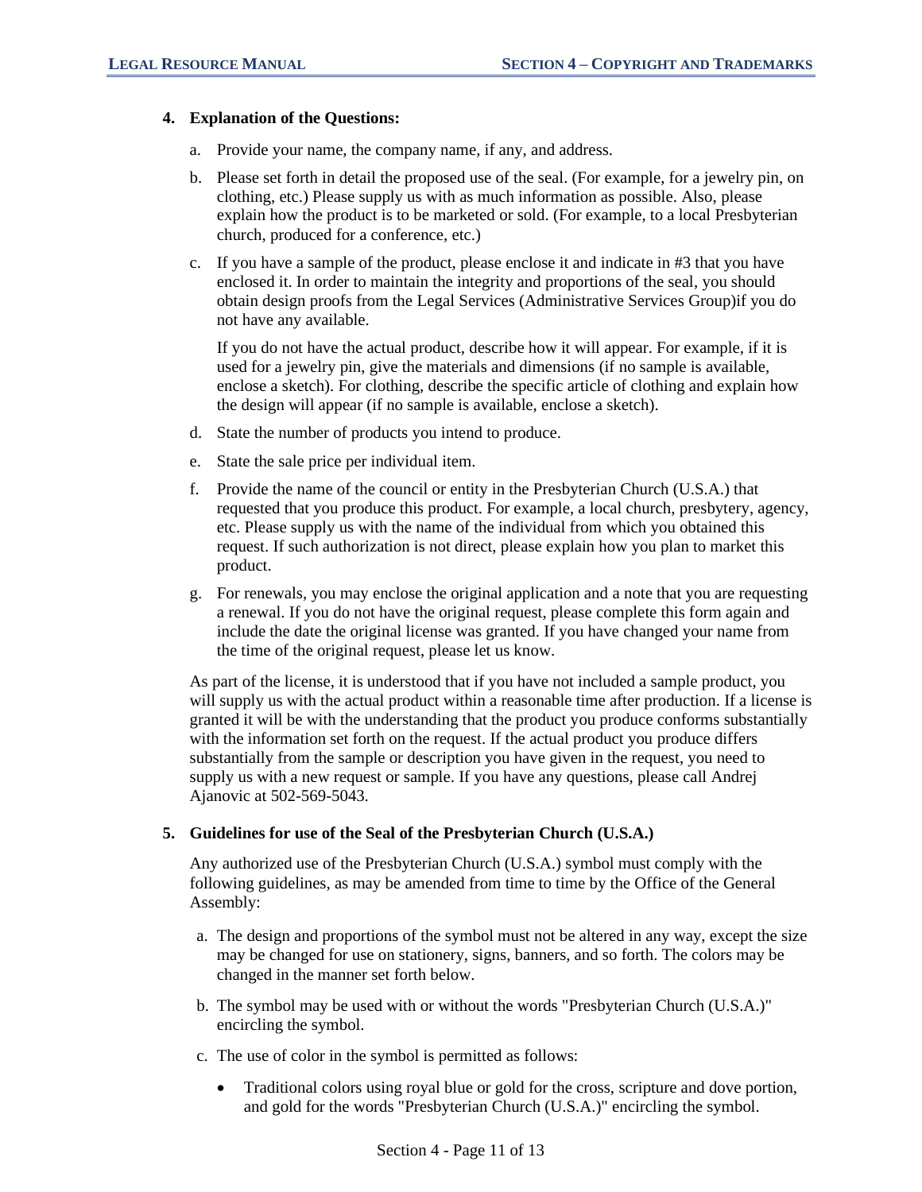4. **Explanation of the Questions:**

   a. Provide your name, the company name, if any, and address.

   b. Please set forth in detail the proposed use of the seal. (For example, for a jewelry pin, on clothing, etc.) Please supply us with as much information as possible. Also, please explain how the product is to be marketed or sold. (For example, to a local Presbyterian church, produced for a conference, etc.)

   c. If you have a sample of the product, please enclose it and indicate in #3 that you have enclosed it. In order to maintain the integrity and proportions of the seal, you should obtain design proofs from the Legal Services (Administrative Services Group)if you do not have any available.

      If you do not have the actual product, describe how it will appear. For example, if it is used for a jewelry pin, give the materials and dimensions (if no sample is available, enclose a sketch). For clothing, describe the specific article of clothing and explain how the design will appear (if no sample is available, enclose a sketch).

   d. State the number of products you intend to produce.

   e. State the sale price per individual item.

   f. Provide the name of the council or entity in the Presbyterian Church (U.S.A.) that requested that you produce this product. For example, a local church, presbytery, agency, etc. Please supply us with the name of the individual from which you obtained this request. If such authorization is not direct, please explain how you plan to market this product.

   g. For renewals, you may enclose the original application and a note that you are requesting a renewal. If you do not have the original request, please complete this form again and include the date the original license was granted. If you have changed your name from the time of the original request, please let us know.

   As part of the license, it is understood that if you have not included a sample product, you will supply us with the actual product within a reasonable time after production. If a license is granted it will be with the understanding that the product you produce conforms substantially with the information set forth on the request. If the actual product you produce differs substantially from the sample or description you have given in the request, you need to supply us with a new request or sample. If you have any questions, please call Andrej Ajanovic at 502-569-5043.

5. **Guidelines for use of the Seal of the Presbyterian Church (U.S.A.)**

   Any authorized use of the Presbyterian Church (U.S.A.) symbol must comply with the following guidelines, as may be amended from time to time by the Office of the General Assembly:

   a. The design and proportions of the symbol must not be altered in any way, except the size may be changed for use on stationery, signs, banners, and so forth. The colors may be changed in the manner set forth below.

   b. The symbol may be used with or without the words "Presbyterian Church (U.S.A.)" encircling the symbol.

   c. The use of color in the symbol is permitted as follows:

      - Traditional colors using royal blue or gold for the cross, scripture and dove portion, and gold for the words "Presbyterian Church (U.S.A.)" encircling the symbol.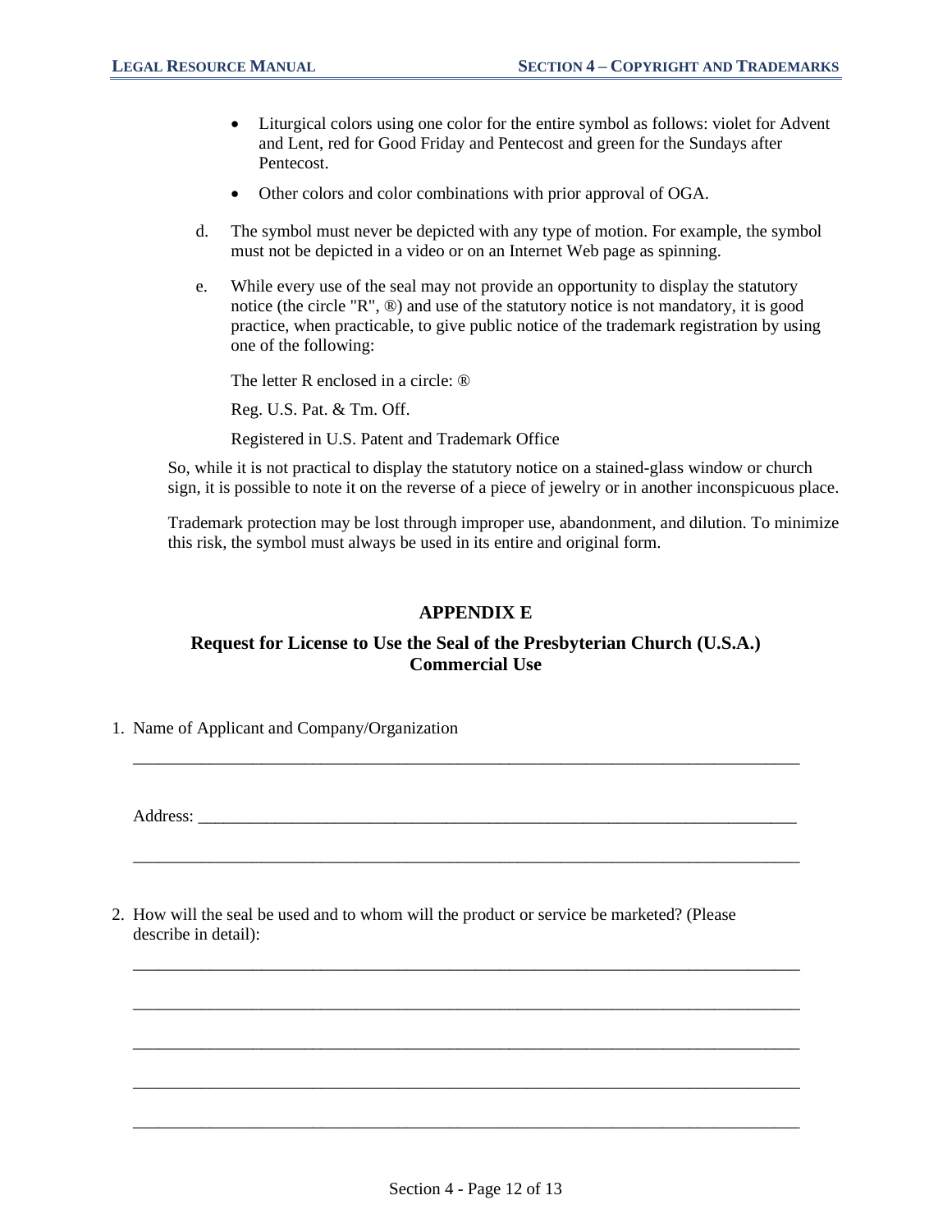- Liturgical colors using one color for the entire symbol as follows: violet for Advent and Lent, red for Good Friday and Pentecost and green for the Sundays after Pentecost.
- Other colors and color combinations with prior approval of OGA.

d. The symbol must never be depicted with any type of motion. For example, the symbol must not be depicted in a video or on an Internet Web page as spinning.

e. While every use of the seal may not provide an opportunity to display the statutory notice (the circle "R", ®) and use of the statutory notice is not mandatory, it is good practice, when practicable, to give public notice of the trademark registration by using one of the following:

The letter R enclosed in a circle: ®

Reg. U.S. Pat. & Tm. Off.

Registered in U.S. Patent and Trademark Office

So, while it is not practical to display the statutory notice on a stained-glass window or church sign, it is possible to note it on the reverse of a piece of jewelry or in another inconspicuous place.

Trademark protection may be lost through improper use, abandonment, and dilution. To minimize this risk, the symbol must always be used in its entire and original form.

## APPENDIX E

### Request for License to Use the Seal of the Presbyterian Church (U.S.A.) Commercial Use

1. Name of Applicant and Company/Organization

   ________________________________________________________________________________

   Address: ________________________________________________________________________

   ________________________________________________________________________________

2. How will the seal be used and to whom will the product or service be marketed? (Please describe in detail):

   ________________________________________________________________________________

   ________________________________________________________________________________

   ________________________________________________________________________________

   ________________________________________________________________________________

   ________________________________________________________________________________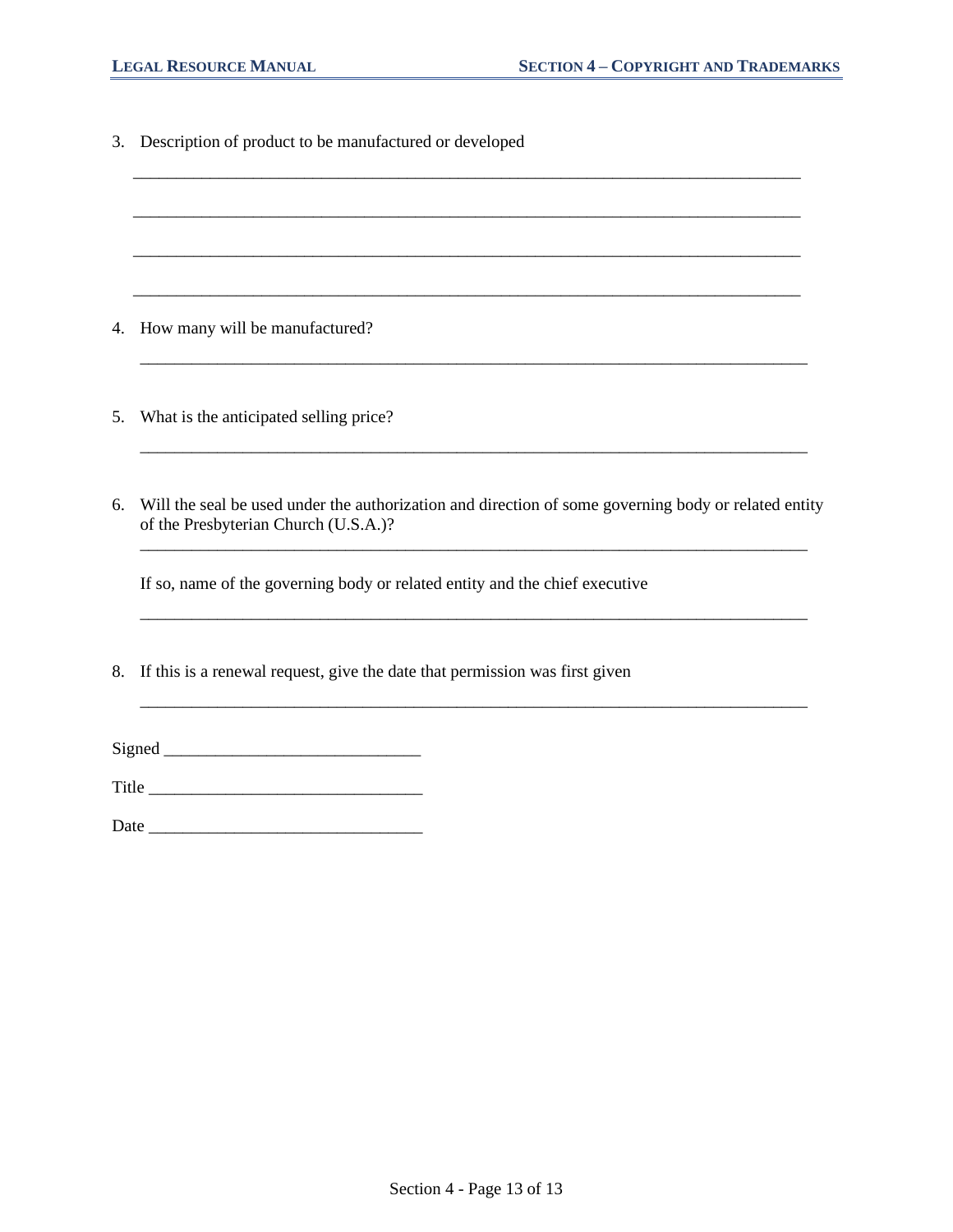3. Description of product to be manufactured or developed

   \_\_\_\_\_\_\_\_\_\_\_\_\_\_\_\_\_\_\_\_\_\_\_\_\_\_\_\_\_\_\_\_\_\_\_\_\_\_\_\_\_\_\_\_\_\_\_\_\_\_\_\_\_\_\_\_\_\_\_\_\_\_\_\_\_\_\_\_\_\_\_\_\_\_\_\_\_\_

   \_\_\_\_\_\_\_\_\_\_\_\_\_\_\_\_\_\_\_\_\_\_\_\_\_\_\_\_\_\_\_\_\_\_\_\_\_\_\_\_\_\_\_\_\_\_\_\_\_\_\_\_\_\_\_\_\_\_\_\_\_\_\_\_\_\_\_\_\_\_\_\_\_\_\_\_\_\_

   \_\_\_\_\_\_\_\_\_\_\_\_\_\_\_\_\_\_\_\_\_\_\_\_\_\_\_\_\_\_\_\_\_\_\_\_\_\_\_\_\_\_\_\_\_\_\_\_\_\_\_\_\_\_\_\_\_\_\_\_\_\_\_\_\_\_\_\_\_\_\_\_\_\_\_\_\_\_

   \_\_\_\_\_\_\_\_\_\_\_\_\_\_\_\_\_\_\_\_\_\_\_\_\_\_\_\_\_\_\_\_\_\_\_\_\_\_\_\_\_\_\_\_\_\_\_\_\_\_\_\_\_\_\_\_\_\_\_\_\_\_\_\_\_\_\_\_\_\_\_\_\_\_\_\_\_\_

4. How many will be manufactured?

   \_\_\_\_\_\_\_\_\_\_\_\_\_\_\_\_\_\_\_\_\_\_\_\_\_\_\_\_\_\_\_\_\_\_\_\_\_\_\_\_\_\_\_\_\_\_\_\_\_\_\_\_\_\_\_\_\_\_\_\_\_\_\_\_\_\_\_\_\_\_\_\_\_\_\_\_\_\_

5. What is the anticipated selling price?

   \_\_\_\_\_\_\_\_\_\_\_\_\_\_\_\_\_\_\_\_\_\_\_\_\_\_\_\_\_\_\_\_\_\_\_\_\_\_\_\_\_\_\_\_\_\_\_\_\_\_\_\_\_\_\_\_\_\_\_\_\_\_\_\_\_\_\_\_\_\_\_\_\_\_\_\_\_\_

6. Will the seal be used under the authorization and direction of some governing body or related entity of the Presbyterian Church (U.S.A.)?

   \_\_\_\_\_\_\_\_\_\_\_\_\_\_\_\_\_\_\_\_\_\_\_\_\_\_\_\_\_\_\_\_\_\_\_\_\_\_\_\_\_\_\_\_\_\_\_\_\_\_\_\_\_\_\_\_\_\_\_\_\_\_\_\_\_\_\_\_\_\_\_\_\_\_\_\_\_\_

   If so, name of the governing body or related entity and the chief executive

   \_\_\_\_\_\_\_\_\_\_\_\_\_\_\_\_\_\_\_\_\_\_\_\_\_\_\_\_\_\_\_\_\_\_\_\_\_\_\_\_\_\_\_\_\_\_\_\_\_\_\_\_\_\_\_\_\_\_\_\_\_\_\_\_\_\_\_\_\_\_\_\_\_\_\_\_\_\_

8. If this is a renewal request, give the date that permission was first given

   \_\_\_\_\_\_\_\_\_\_\_\_\_\_\_\_\_\_\_\_\_\_\_\_\_\_\_\_\_\_\_\_\_\_\_\_\_\_\_\_\_\_\_\_\_\_\_\_\_\_\_\_\_\_\_\_\_\_\_\_\_\_\_\_\_\_\_\_\_\_\_\_\_\_\_\_\_\_

Signed \_\_\_\_\_\_\_\_\_\_\_\_\_\_\_\_\_\_\_\_\_\_\_\_\_\_\_\_\_\_

Title \_\_\_\_\_\_\_\_\_\_\_\_\_\_\_\_\_\_\_\_\_\_\_\_\_\_\_\_\_\_\_

Date \_\_\_\_\_\_\_\_\_\_\_\_\_\_\_\_\_\_\_\_\_\_\_\_\_\_\_\_\_\_\_